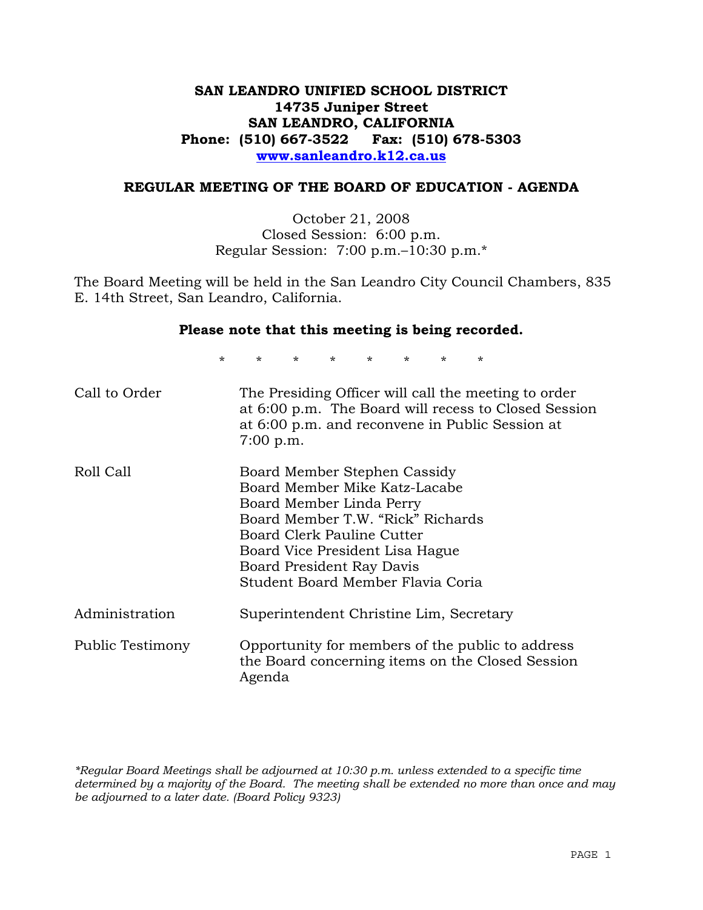# SAN LEANDRO UNIFIED SCHOOL DISTRICT
**14735 Juniper Street**
**SAN LEANDRO, CALIFORNIA**
**Phone: (510) 667-3522 Fax: (510) 678-5303**
**www.sanleandro.k12.ca.us**

## REGULAR MEETING OF THE BOARD OF EDUCATION - AGENDA

October 21, 2008
Closed Session: 6:00 p.m.
Regular Session: 7:00 p.m.–10:30 p.m.*

The Board Meeting will be held in the San Leandro City Council Chambers, 835 E. 14th Street, San Leandro, California.

**Please note that this meeting is being recorded.**

\* \* \* \* \* \* \* \*

| | |
|---|---|
| Call to Order | The Presiding Officer will call the meeting to order at 6:00 p.m. The Board will recess to Closed Session at 6:00 p.m. and reconvene in Public Session at 7:00 p.m. |
| Roll Call | Board Member Stephen Cassidy<br>Board Member Mike Katz-Lacabe<br>Board Member Linda Perry<br>Board Member T.W. "Rick" Richards<br>Board Clerk Pauline Cutter<br>Board Vice President Lisa Hague<br>Board President Ray Davis<br>Student Board Member Flavia Coria |
| Administration | Superintendent Christine Lim, Secretary |
| Public Testimony | Opportunity for members of the public to address the Board concerning items on the Closed Session Agenda |

*\*Regular Board Meetings shall be adjourned at 10:30 p.m. unless extended to a specific time determined by a majority of the Board. The meeting shall be extended no more than once and may be adjourned to a later date. (Board Policy 9323)*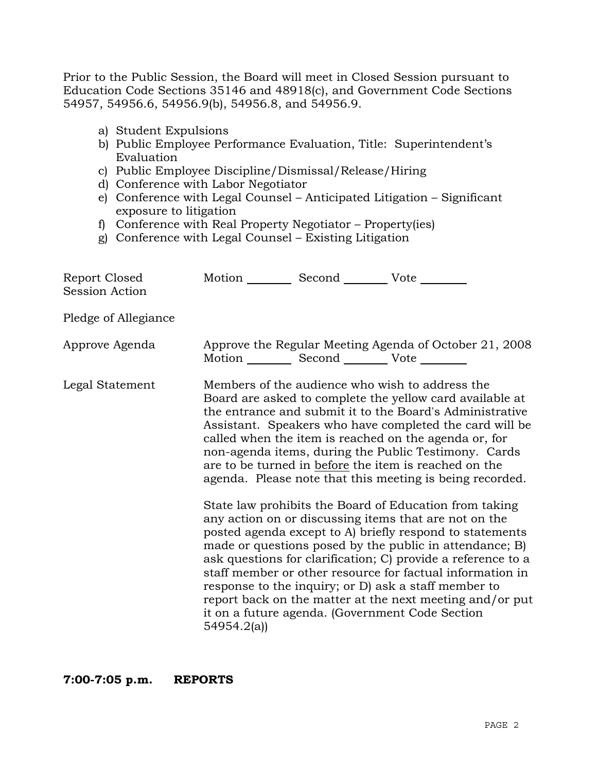Prior to the Public Session, the Board will meet in Closed Session pursuant to Education Code Sections 35146 and 48918(c), and Government Code Sections 54957, 54956.6, 54956.9(b), 54956.8, and 54956.9.

a) Student Expulsions
b) Public Employee Performance Evaluation, Title: Superintendent's Evaluation
c) Public Employee Discipline/Dismissal/Release/Hiring
d) Conference with Labor Negotiator
e) Conference with Legal Counsel – Anticipated Litigation – Significant exposure to litigation
f) Conference with Real Property Negotiator – Property(ies)
g) Conference with Legal Counsel – Existing Litigation

Report Closed Session Action — Motion ________ Second ________ Vote ________

Pledge of Allegiance

Approve Agenda — Approve the Regular Meeting Agenda of October 21, 2008
Motion ________ Second ________ Vote ________

Legal Statement — Members of the audience who wish to address the Board are asked to complete the yellow card available at the entrance and submit it to the Board's Administrative Assistant. Speakers who have completed the card will be called when the item is reached on the agenda or, for non-agenda items, during the Public Testimony. Cards are to be turned in <u>before</u> the item is reached on the agenda. Please note that this meeting is being recorded.

State law prohibits the Board of Education from taking any action on or discussing items that are not on the posted agenda except to A) briefly respond to statements made or questions posed by the public in attendance; B) ask questions for clarification; C) provide a reference to a staff member or other resource for factual information in response to the inquiry; or D) ask a staff member to report back on the matter at the next meeting and/or put it on a future agenda. (Government Code Section 54954.2(a))

**7:00-7:05 p.m. REPORTS**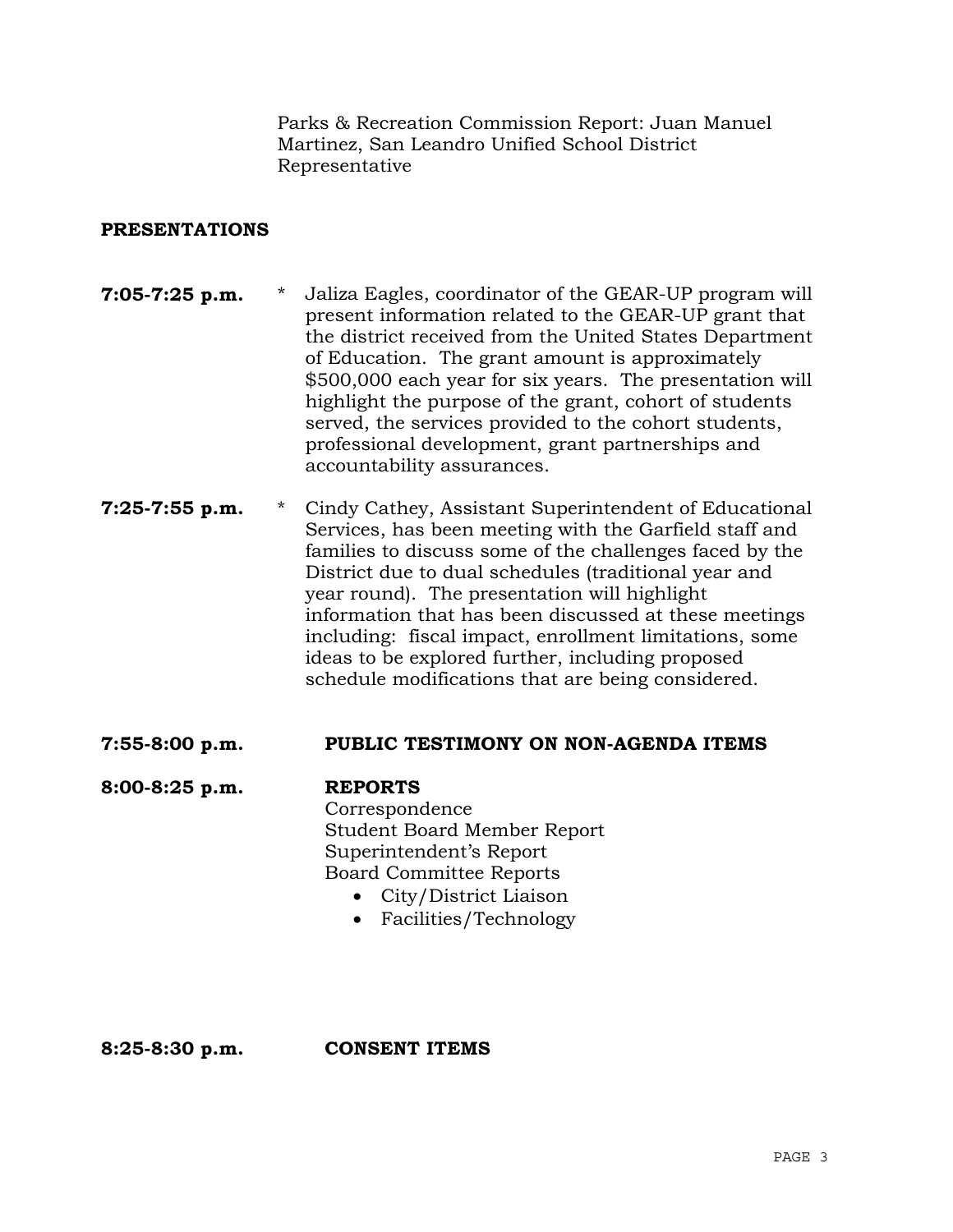Parks & Recreation Commission Report: Juan Manuel Martinez, San Leandro Unified School District Representative

## PRESENTATIONS

**7:05-7:25 p.m.** * Jaliza Eagles, coordinator of the GEAR-UP program will present information related to the GEAR-UP grant that the district received from the United States Department of Education. The grant amount is approximately $500,000 each year for six years. The presentation will highlight the purpose of the grant, cohort of students served, the services provided to the cohort students, professional development, grant partnerships and accountability assurances.

**7:25-7:55 p.m.** * Cindy Cathey, Assistant Superintendent of Educational Services, has been meeting with the Garfield staff and families to discuss some of the challenges faced by the District due to dual schedules (traditional year and year round). The presentation will highlight information that has been discussed at these meetings including: fiscal impact, enrollment limitations, some ideas to be explored further, including proposed schedule modifications that are being considered.

**7:55-8:00 p.m.** **PUBLIC TESTIMONY ON NON-AGENDA ITEMS**

**8:00-8:25 p.m.** **REPORTS**

Correspondence
Student Board Member Report
Superintendent's Report
Board Committee Reports

- City/District Liaison
- Facilities/Technology

**8:25-8:30 p.m.** **CONSENT ITEMS**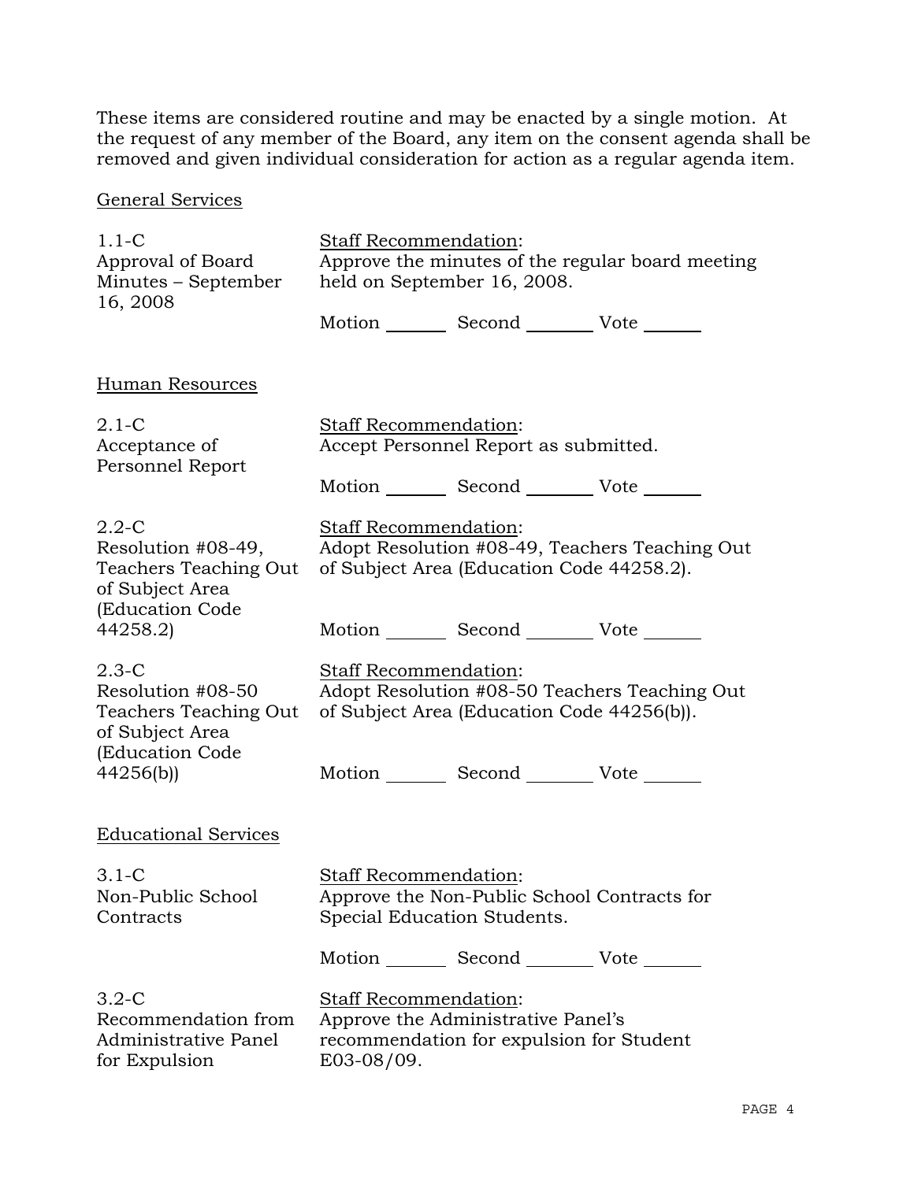These items are considered routine and may be enacted by a single motion. At the request of any member of the Board, any item on the consent agenda shall be removed and given individual consideration for action as a regular agenda item.

General Services

1.1-C
Approval of Board Minutes – September 16, 2008

Staff Recommendation:
Approve the minutes of the regular board meeting held on September 16, 2008.

Motion _______ Second _______ Vote _______

Human Resources

2.1-C
Acceptance of Personnel Report

Staff Recommendation:
Accept Personnel Report as submitted.

Motion _______ Second _______ Vote _______

2.2-C
Resolution #08-49, Teachers Teaching Out of Subject Area (Education Code 44258.2)

Staff Recommendation:
Adopt Resolution #08-49, Teachers Teaching Out of Subject Area (Education Code 44258.2).

Motion _______ Second _______ Vote _______

2.3-C
Resolution #08-50 Teachers Teaching Out of Subject Area (Education Code 44256(b))

Staff Recommendation:
Adopt Resolution #08-50 Teachers Teaching Out of Subject Area (Education Code 44256(b)).

Motion _______ Second _______ Vote _______

Educational Services

3.1-C
Non-Public School Contracts

Staff Recommendation:
Approve the Non-Public School Contracts for Special Education Students.

Motion _______ Second _______ Vote _______

3.2-C
Recommendation from Administrative Panel for Expulsion

Staff Recommendation:
Approve the Administrative Panel's recommendation for expulsion for Student E03-08/09.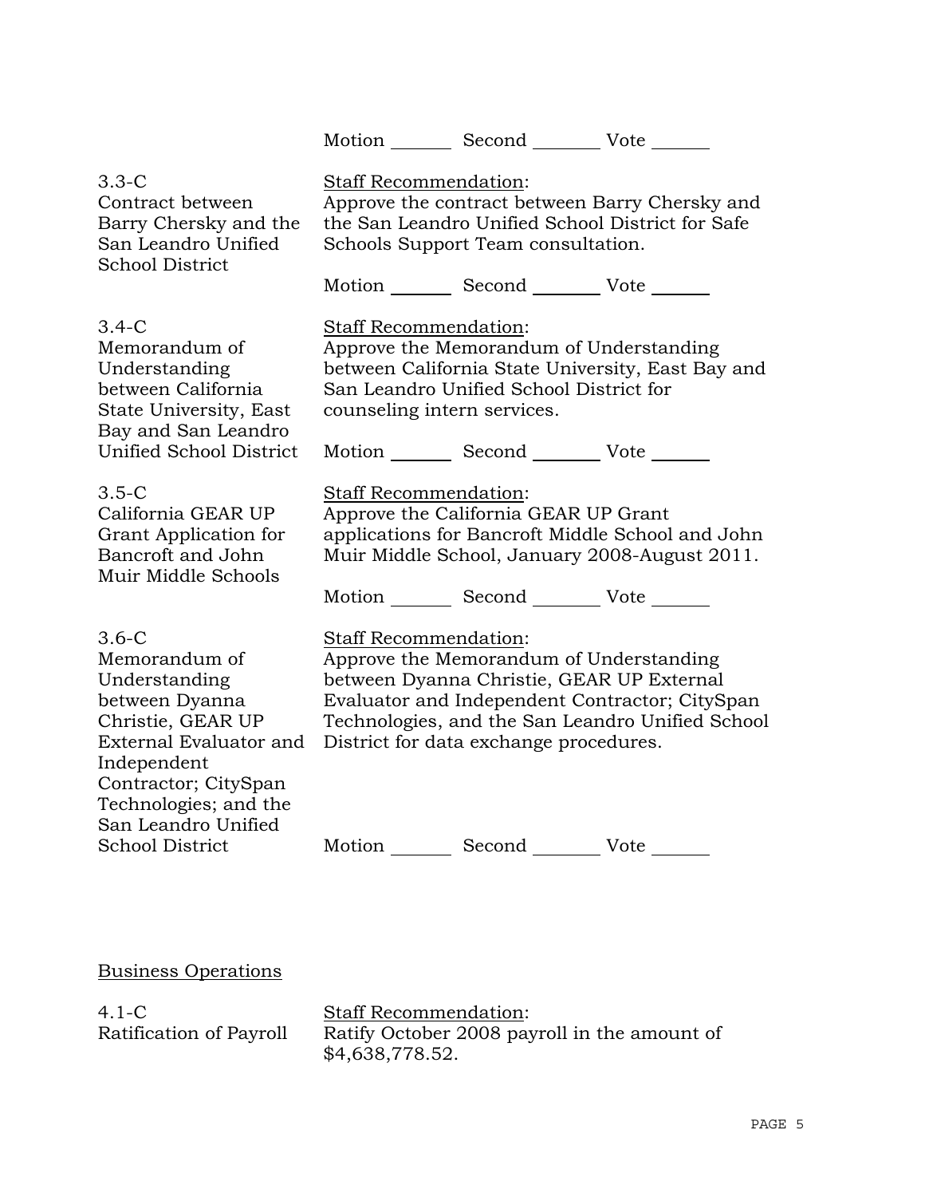Motion _______ Second _______ Vote _______

**3.3-C**
**Contract between Barry Chersky and the San Leandro Unified School District**

Staff Recommendation:
Approve the contract between Barry Chersky and the San Leandro Unified School District for Safe Schools Support Team consultation.

Motion _______ Second _______ Vote _______

**3.4-C**
**Memorandum of Understanding between California State University, East Bay and San Leandro Unified School District**

Staff Recommendation:
Approve the Memorandum of Understanding between California State University, East Bay and San Leandro Unified School District for counseling intern services.

Motion _______ Second _______ Vote _______

**3.5-C**
**California GEAR UP Grant Application for Bancroft and John Muir Middle Schools**

Staff Recommendation:
Approve the California GEAR UP Grant applications for Bancroft Middle School and John Muir Middle School, January 2008-August 2011.

Motion _______ Second _______ Vote _______

**3.6-C**
**Memorandum of Understanding between Dyanna Christie, GEAR UP External Evaluator and Independent Contractor; CitySpan Technologies; and the San Leandro Unified School District**

Staff Recommendation:
Approve the Memorandum of Understanding between Dyanna Christie, GEAR UP External Evaluator and Independent Contractor; CitySpan Technologies, and the San Leandro Unified School District for data exchange procedures.

Motion _______ Second _______ Vote _______

## Business Operations

**4.1-C**
**Ratification of Payroll**

Staff Recommendation:
Ratify October 2008 payroll in the amount of $4,638,778.52.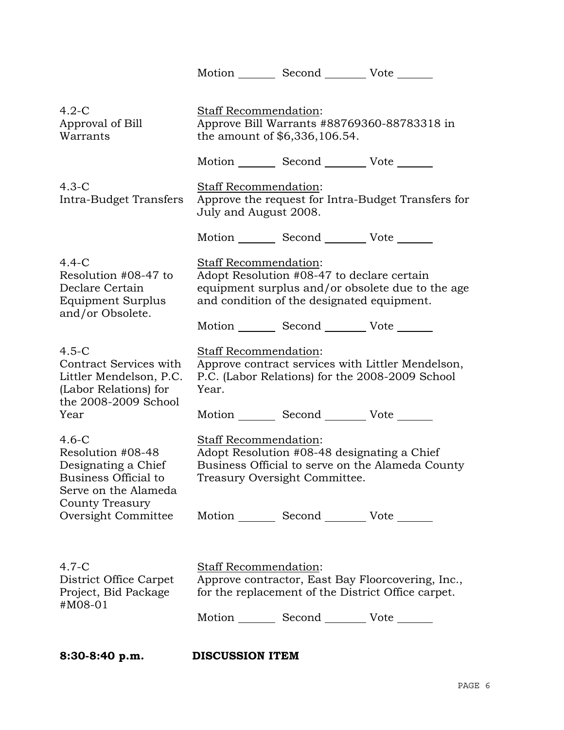Motion _______ Second _______ Vote _______

4.2-C
Approval of Bill Warrants

Staff Recommendation:
Approve Bill Warrants #88769360-88783318 in the amount of $6,336,106.54.

Motion _______ Second _______ Vote _______

4.3-C
Intra-Budget Transfers

Staff Recommendation:
Approve the request for Intra-Budget Transfers for July and August 2008.

Motion _______ Second _______ Vote _______

4.4-C
Resolution #08-47 to Declare Certain Equipment Surplus and/or Obsolete.

Staff Recommendation:
Adopt Resolution #08-47 to declare certain equipment surplus and/or obsolete due to the age and condition of the designated equipment.

Motion _______ Second _______ Vote _______

4.5-C
Contract Services with Littler Mendelson, P.C. (Labor Relations) for the 2008-2009 School Year

Staff Recommendation:
Approve contract services with Littler Mendelson, P.C. (Labor Relations) for the 2008-2009 School Year.

Motion _______ Second _______ Vote _______

4.6-C
Resolution #08-48 Designating a Chief Business Official to Serve on the Alameda County Treasury Oversight Committee

Staff Recommendation:
Adopt Resolution #08-48 designating a Chief Business Official to serve on the Alameda County Treasury Oversight Committee.

Motion _______ Second _______ Vote _______

4.7-C
District Office Carpet Project, Bid Package #M08-01

Staff Recommendation:
Approve contractor, East Bay Floorcovering, Inc., for the replacement of the District Office carpet.

Motion _______ Second _______ Vote _______

**8:30-8:40 p.m.** **DISCUSSION ITEM**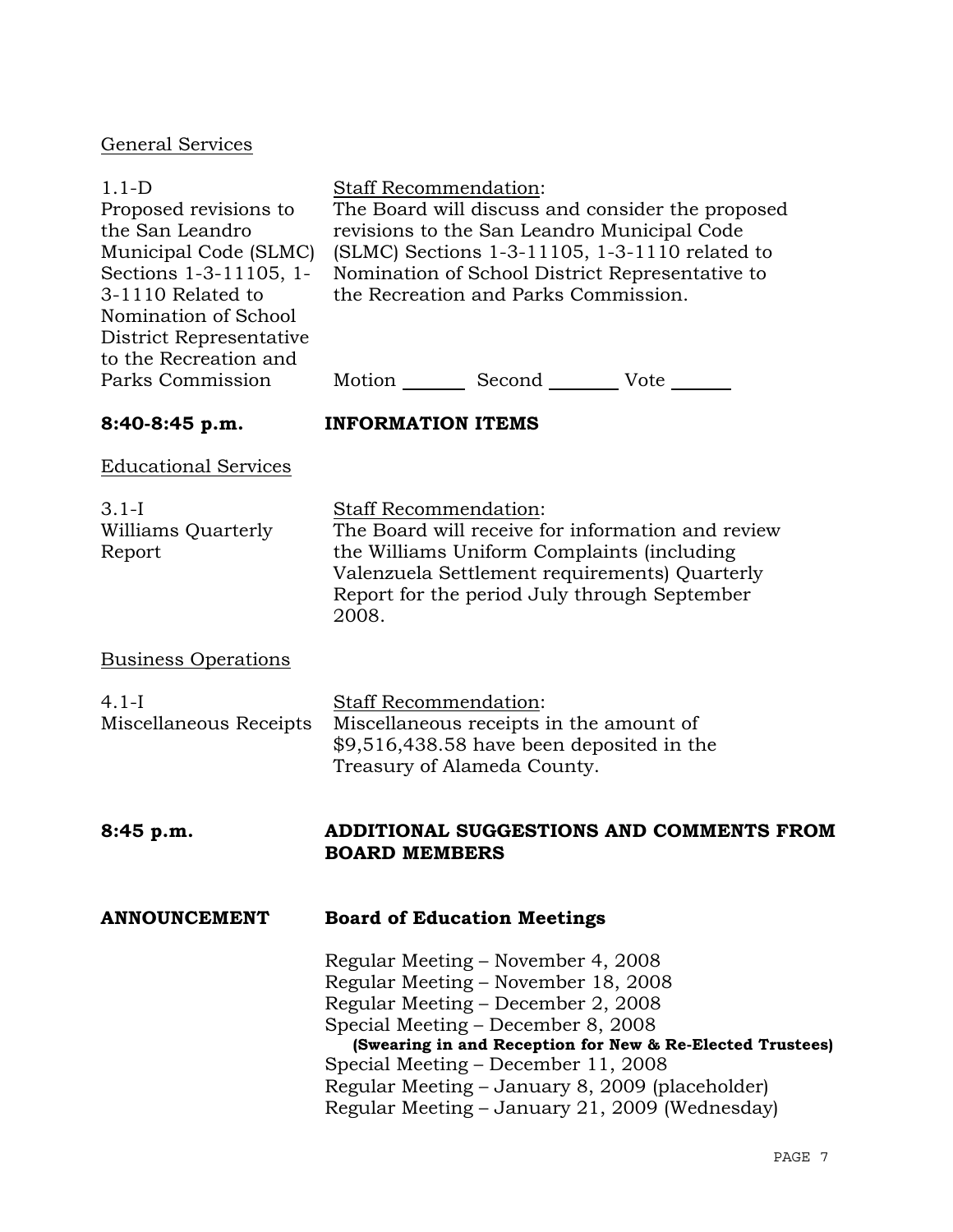General Services

| | |
|---|---|
| 1.1-D<br>Proposed revisions to the San Leandro Municipal Code (SLMC) Sections 1-3-11105, 1-3-1110 Related to Nomination of School District Representative to the Recreation and Parks Commission | Staff Recommendation:<br>The Board will discuss and consider the proposed revisions to the San Leandro Municipal Code (SLMC) Sections 1-3-11105, 1-3-1110 related to Nomination of School District Representative to the Recreation and Parks Commission.<br><br>Motion _______ Second _______ Vote _______ |

**8:40-8:45 p.m.** **INFORMATION ITEMS**

Educational Services

| | |
|---|---|
| 3.1-I<br>Williams Quarterly Report | Staff Recommendation:<br>The Board will receive for information and review the Williams Uniform Complaints (including Valenzuela Settlement requirements) Quarterly Report for the period July through September 2008. |

Business Operations

| | |
|---|---|
| 4.1-I<br>Miscellaneous Receipts | Staff Recommendation:<br>Miscellaneous receipts in the amount of $9,516,438.58 have been deposited in the Treasury of Alameda County. |

**8:45 p.m.** **ADDITIONAL SUGGESTIONS AND COMMENTS FROM BOARD MEMBERS**

**ANNOUNCEMENT** **Board of Education Meetings**

Regular Meeting – November 4, 2008
Regular Meeting – November 18, 2008
Regular Meeting – December 2, 2008
Special Meeting – December 8, 2008
**(Swearing in and Reception for New & Re-Elected Trustees)**
Special Meeting – December 11, 2008
Regular Meeting – January 8, 2009 (placeholder)
Regular Meeting – January 21, 2009 (Wednesday)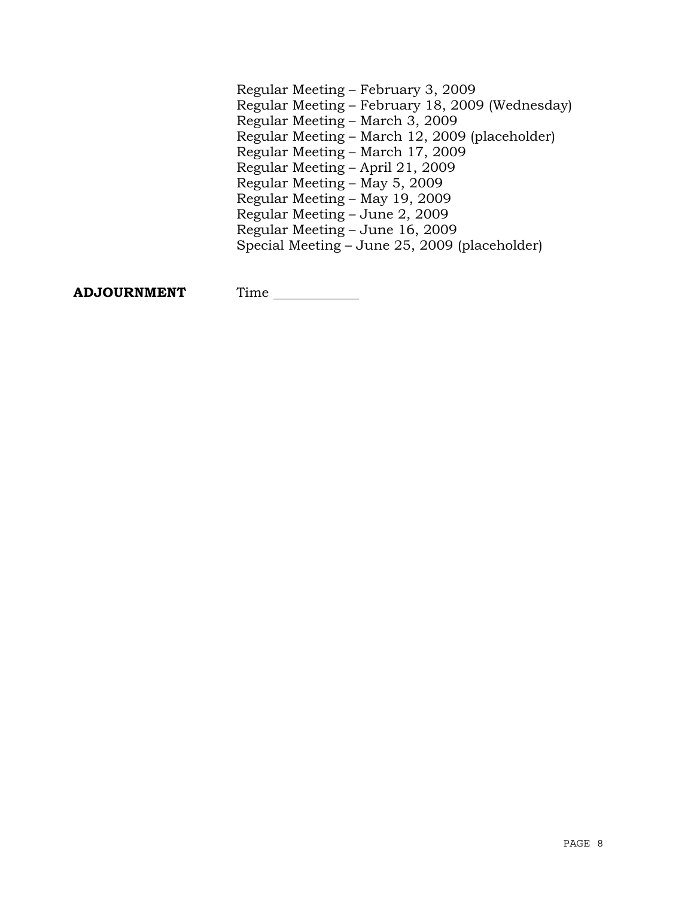Regular Meeting – February 3, 2009
Regular Meeting – February 18, 2009 (Wednesday)
Regular Meeting – March 3, 2009
Regular Meeting – March 12, 2009 (placeholder)
Regular Meeting – March 17, 2009
Regular Meeting – April 21, 2009
Regular Meeting – May 5, 2009
Regular Meeting – May 19, 2009
Regular Meeting – June 2, 2009
Regular Meeting – June 16, 2009
Special Meeting – June 25, 2009 (placeholder)

**ADJOURNMENT** Time ____________